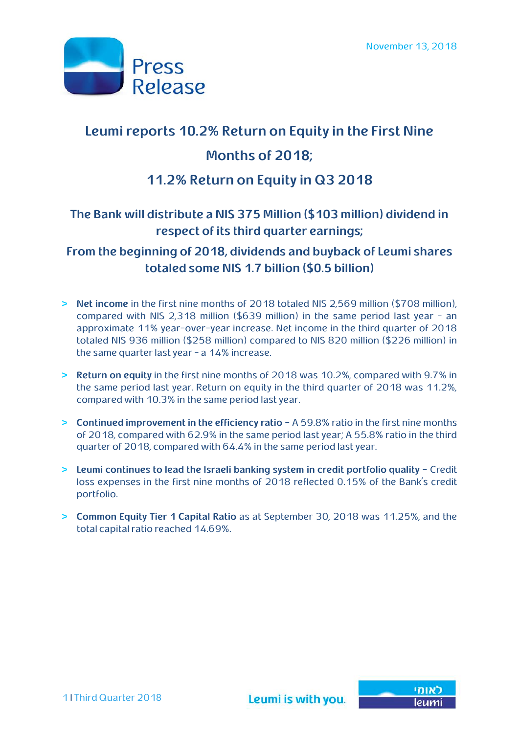November 13, 2018

Press Release

# Leumi reports 10.2% Return on Equity in the First Nine Months of 2018; 11.2% Return on Equity in Q3 2018

## The Bank will distribute a NIS 375 Million ($103 million) dividend in respect of its third quarter earnings;

## From the beginning of 2018, dividends and buyback of Leumi shares totaled some NIS 1.7 billion ($0.5 billion)

> **Net income** in the first nine months of 2018 totaled NIS 2,569 million ($708 million), compared with NIS 2,318 million ($639 million) in the same period last year - an approximate 11% year-over-year increase. Net income in the third quarter of 2018 totaled NIS 936 million ($258 million) compared to NIS 820 million ($226 million) in the same quarter last year - a 14% increase.

> **Return on equity** in the first nine months of 2018 was 10.2%, compared with 9.7% in the same period last year. Return on equity in the third quarter of 2018 was 11.2%, compared with 10.3% in the same period last year.

> **Continued improvement in the efficiency ratio** - A 59.8% ratio in the first nine months of 2018, compared with 62.9% in the same period last year; A 55.8% ratio in the third quarter of 2018, compared with 64.4% in the same period last year.

> **Leumi continues to lead the Israeli banking system in credit portfolio quality** - Credit loss expenses in the first nine months of 2018 reflected 0.15% of the Bank's credit portfolio.

> **Common Equity Tier 1 Capital Ratio** as at September 30, 2018 was 11.25%, and the total capital ratio reached 14.69%.

Leumi is with you.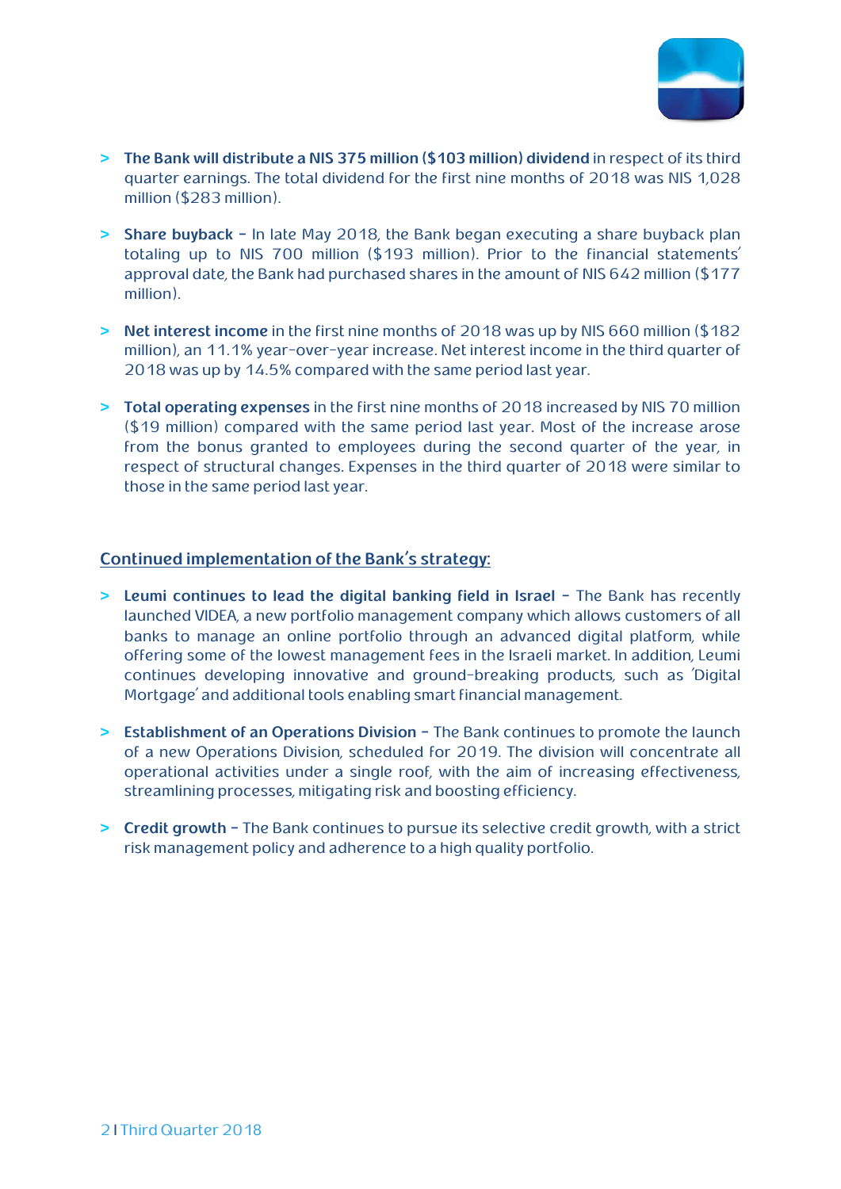- **The Bank will distribute a NIS 375 million ($103 million) dividend** in respect of its third quarter earnings. The total dividend for the first nine months of 2018 was NIS 1,028 million ($283 million).

- **Share buyback** – In late May 2018, the Bank began executing a share buyback plan totaling up to NIS 700 million ($193 million). Prior to the financial statements' approval date, the Bank had purchased shares in the amount of NIS 642 million ($177 million).

- **Net interest income** in the first nine months of 2018 was up by NIS 660 million ($182 million), an 11.1% year-over-year increase. Net interest income in the third quarter of 2018 was up by 14.5% compared with the same period last year.

- **Total operating expenses** in the first nine months of 2018 increased by NIS 70 million ($19 million) compared with the same period last year. Most of the increase arose from the bonus granted to employees during the second quarter of the year, in respect of structural changes. Expenses in the third quarter of 2018 were similar to those in the same period last year.

## Continued implementation of the Bank's strategy:

- **Leumi continues to lead the digital banking field in Israel** – The Bank has recently launched VIDEA, a new portfolio management company which allows customers of all banks to manage an online portfolio through an advanced digital platform, while offering some of the lowest management fees in the Israeli market. In addition, Leumi continues developing innovative and ground-breaking products, such as 'Digital Mortgage' and additional tools enabling smart financial management.

- **Establishment of an Operations Division** – The Bank continues to promote the launch of a new Operations Division, scheduled for 2019. The division will concentrate all operational activities under a single roof, with the aim of increasing effectiveness, streamlining processes, mitigating risk and boosting efficiency.

- **Credit growth** – The Bank continues to pursue its selective credit growth, with a strict risk management policy and adherence to a high quality portfolio.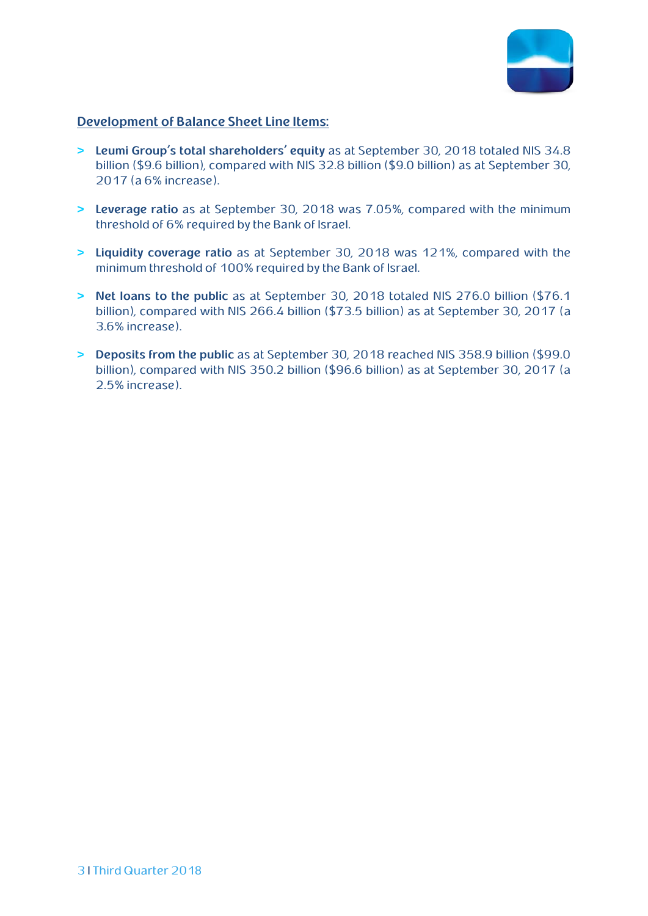## Development of Balance Sheet Line Items:

- **Leumi Group's total shareholders' equity** as at September 30, 2018 totaled NIS 34.8 billion ($9.6 billion), compared with NIS 32.8 billion ($9.0 billion) as at September 30, 2017 (a 6% increase).

- **Leverage ratio** as at September 30, 2018 was 7.05%, compared with the minimum threshold of 6% required by the Bank of Israel.

- **Liquidity coverage ratio** as at September 30, 2018 was 121%, compared with the minimum threshold of 100% required by the Bank of Israel.

- **Net loans to the public** as at September 30, 2018 totaled NIS 276.0 billion ($76.1 billion), compared with NIS 266.4 billion ($73.5 billion) as at September 30, 2017 (a 3.6% increase).

- **Deposits from the public** as at September 30, 2018 reached NIS 358.9 billion ($99.0 billion), compared with NIS 350.2 billion ($96.6 billion) as at September 30, 2017 (a 2.5% increase).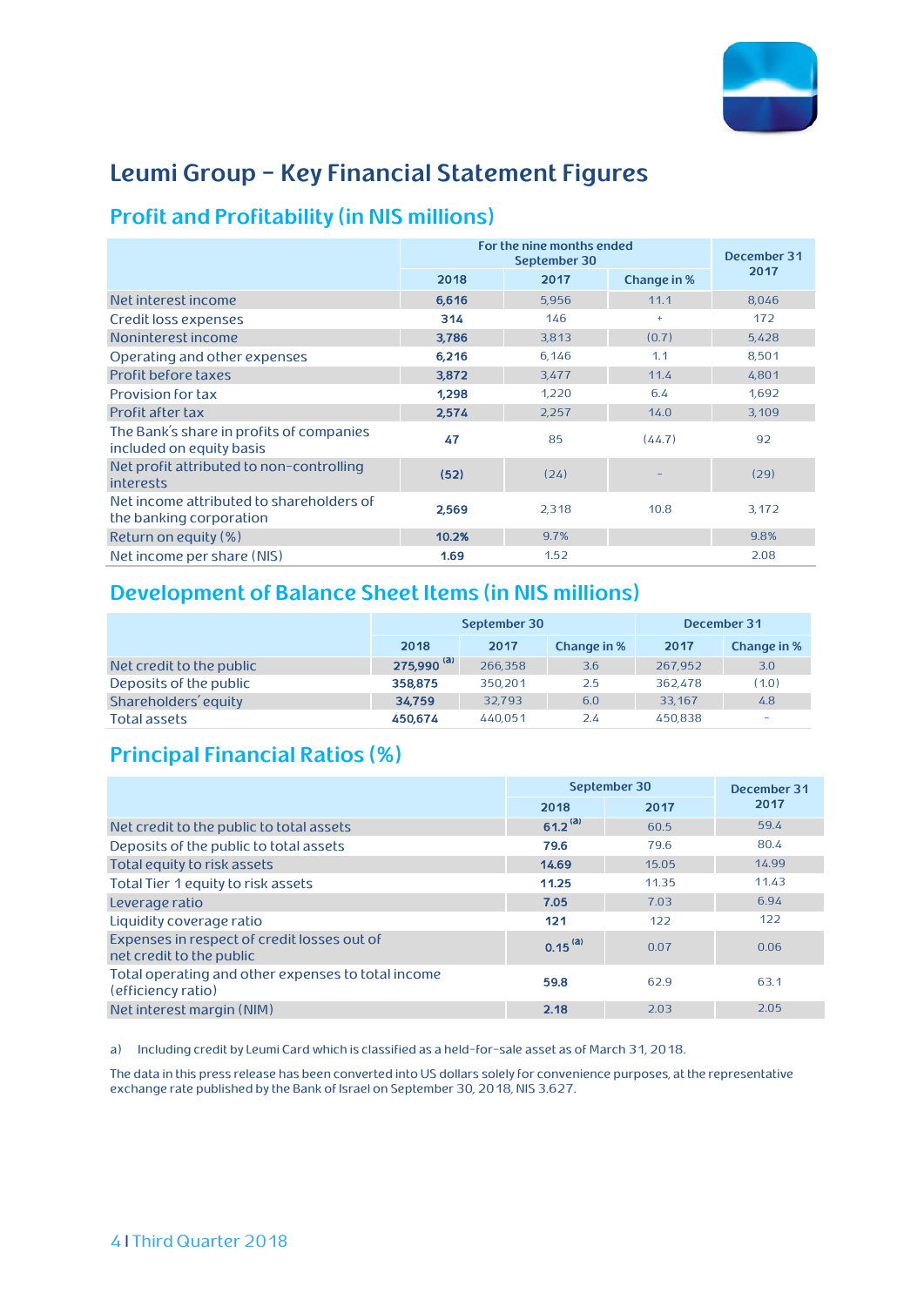# Leumi Group – Key Financial Statement Figures

## Profit and Profitability (in NIS millions)

| | For the nine months ended September 30 | | | December 31 2017 |
|---|---|---|---|---|
| | 2018 | 2017 | Change in % | |
| Net interest income | **6,616** | 5,956 | 11.1 | 8,046 |
| Credit loss expenses | **314** | 146 | + | 172 |
| Noninterest income | **3,786** | 3,813 | (0.7) | 5,428 |
| Operating and other expenses | **6,216** | 6,146 | 1.1 | 8,501 |
| Profit before taxes | **3,872** | 3,477 | 11.4 | 4,801 |
| Provision for tax | **1,298** | 1,220 | 6.4 | 1,692 |
| Profit after tax | **2,574** | 2,257 | 14.0 | 3,109 |
| The Bank's share in profits of companies included on equity basis | **47** | 85 | (44.7) | 92 |
| Net profit attributed to non-controlling interests | **(52)** | (24) | - | (29) |
| Net income attributed to shareholders of the banking corporation | **2,569** | 2,318 | 10.8 | 3,172 |
| Return on equity (%) | **10.2%** | 9.7% | | 9.8% |
| Net income per share (NIS) | **1.69** | 1.52 | | 2.08 |

## Development of Balance Sheet Items (in NIS millions)

| | September 30 | | | December 31 | |
|---|---|---|---|---|---|
| | 2018 | 2017 | Change in % | 2017 | Change in % |
| Net credit to the public | **275,990** [a] | 266,358 | 3.6 | 267,952 | 3.0 |
| Deposits of the public | **358,875** | 350,201 | 2.5 | 362,478 | (1.0) |
| Shareholders' equity | **34,759** | 32,793 | 6.0 | 33,167 | 4.8 |
| Total assets | **450,674** | 440,051 | 2.4 | 450,838 | - |

## Principal Financial Ratios (%)

| | September 30 | | December 31 2017 |
|---|---|---|---|
| | 2018 | 2017 | |
| Net credit to the public to total assets | **61.2** [a] | 60.5 | 59.4 |
| Deposits of the public to total assets | **79.6** | 79.6 | 80.4 |
| Total equity to risk assets | **14.69** | 15.05 | 14.99 |
| Total Tier 1 equity to risk assets | **11.25** | 11.35 | 11.43 |
| Leverage ratio | **7.05** | 7.03 | 6.94 |
| Liquidity coverage ratio | **121** | 122 | 122 |
| Expenses in respect of credit losses out of net credit to the public | **0.15** [a] | 0.07 | 0.06 |
| Total operating and other expenses to total income (efficiency ratio) | **59.8** | 62.9 | 63.1 |
| Net interest margin (NIM) | **2.18** | 2.03 | 2.05 |

a) Including credit by Leumi Card which is classified as a held-for-sale asset as of March 31, 2018.

The data in this press release has been converted into US dollars solely for convenience purposes, at the representative exchange rate published by the Bank of Israel on September 30, 2018, NIS 3.627.